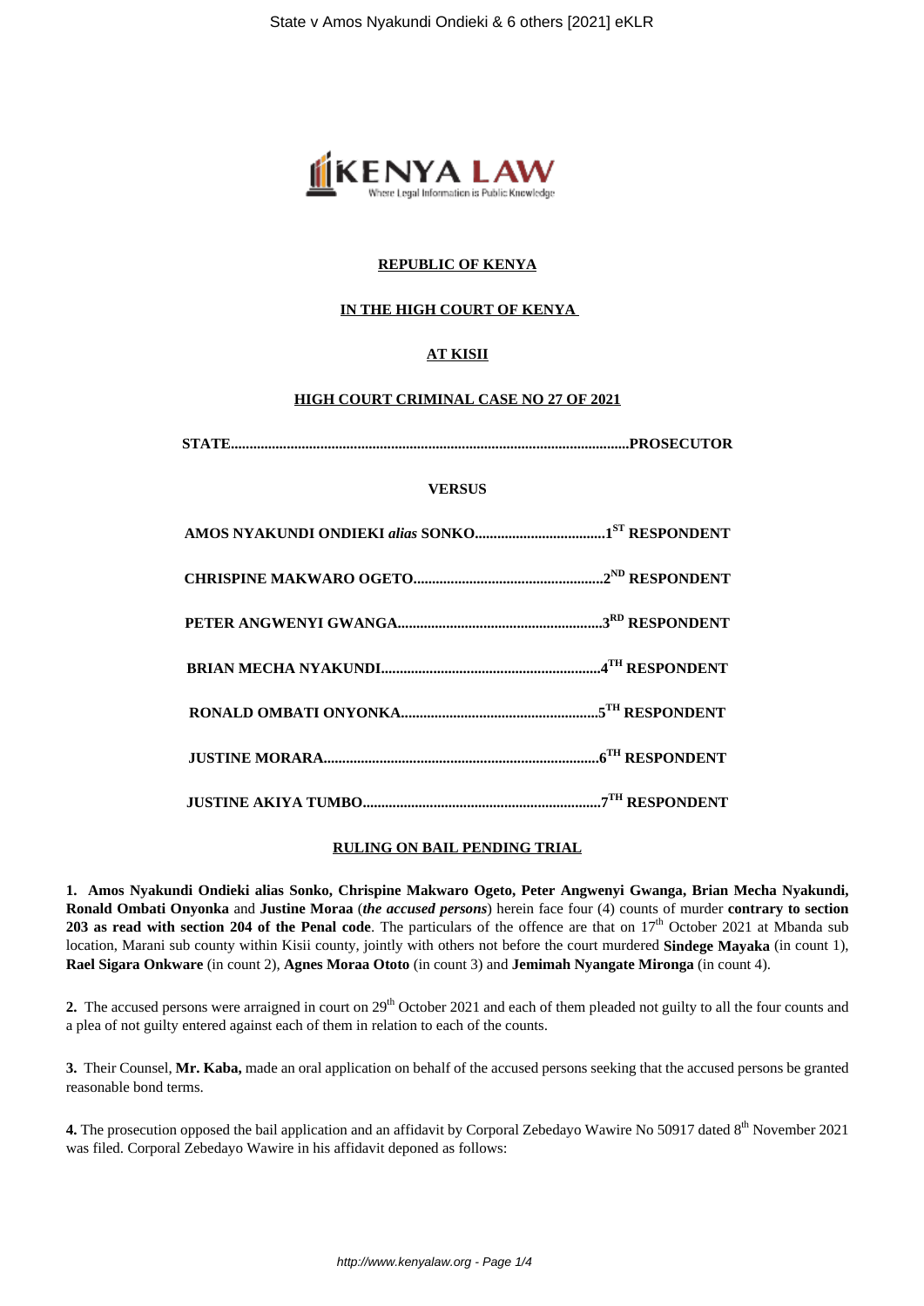**REPUBLIC OF KENYA**

**IN THE HIGH COURT OF KENYA**

**AT KISII**

**HIGH COURT CRIMINAL CASE NO 27 OF 2021**

**STATE..........................................................................................................PROSECUTOR**

**VERSUS**

**AMOS NYAKUNDI ONDIEKI *alias* SONKO..................................1ST RESPONDENT**

**CHRISPINE MAKWARO OGETO..................................................2ND RESPONDENT**

**PETER ANGWENYI GWANGA......................................................3RD RESPONDENT**

**BRIAN MECHA NYAKUNDI..........................................................4TH RESPONDENT**

**RONALD OMBATI ONYONKA....................................................5TH RESPONDENT**

**JUSTINE MORARA........................................................................6TH RESPONDENT**

**JUSTINE AKIYA TUMBO...............................................................7TH RESPONDENT**

**RULING ON BAIL PENDING TRIAL**

**1. Amos Nyakundi Ondieki alias Sonko, Chrispine Makwaro Ogeto, Peter Angwenyi Gwanga, Brian Mecha Nyakundi, Ronald Ombati Onyonka** and **Justine Moraa** (***the accused persons***) herein face four (4) counts of murder **contrary to section 203 as read with section 204 of the Penal code**. The particulars of the offence are that on 17th October 2021 at Mbanda sub location, Marani sub county within Kisii county, jointly with others not before the court murdered **Sindege Mayaka** (in count 1), **Rael Sigara Onkware** (in count 2), **Agnes Moraa Ototo** (in count 3) and **Jemimah Nyangate Mironga** (in count 4).

**2.** The accused persons were arraigned in court on 29th October 2021 and each of them pleaded not guilty to all the four counts and a plea of not guilty entered against each of them in relation to each of the counts.

**3.** Their Counsel, **Mr. Kaba,** made an oral application on behalf of the accused persons seeking that the accused persons be granted reasonable bond terms.

**4.** The prosecution opposed the bail application and an affidavit by Corporal Zebedayo Wawire No 50917 dated 8th November 2021 was filed. Corporal Zebedayo Wawire in his affidavit deponed as follows: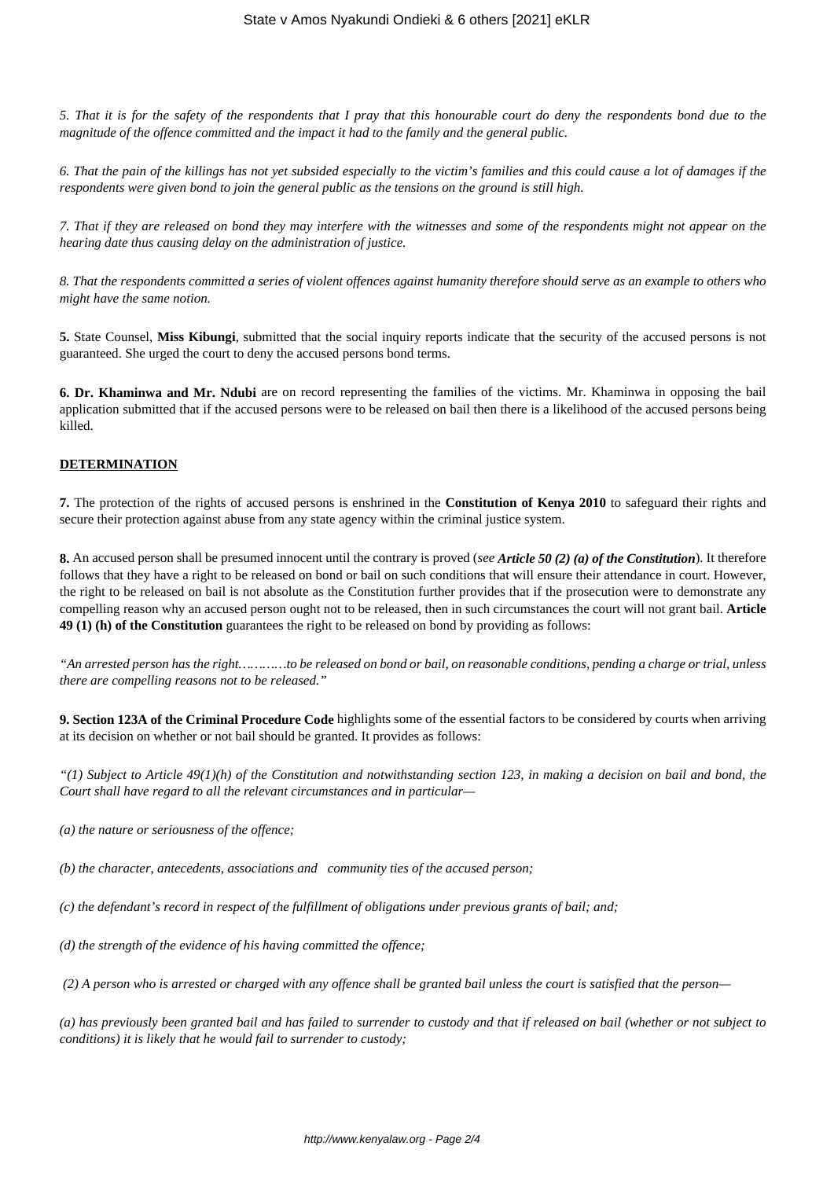*5. That it is for the safety of the respondents that I pray that this honourable court do deny the respondents bond due to the magnitude of the offence committed and the impact it had to the family and the general public.*

*6. That the pain of the killings has not yet subsided especially to the victim's families and this could cause a lot of damages if the respondents were given bond to join the general public as the tensions on the ground is still high.*

*7. That if they are released on bond they may interfere with the witnesses and some of the respondents might not appear on the hearing date thus causing delay on the administration of justice.*

*8. That the respondents committed a series of violent offences against humanity therefore should serve as an example to others who might have the same notion.*

**5.** State Counsel, **Miss Kibungi**, submitted that the social inquiry reports indicate that the security of the accused persons is not guaranteed. She urged the court to deny the accused persons bond terms.

**6. Dr. Khaminwa and Mr. Ndubi** are on record representing the families of the victims. Mr. Khaminwa in opposing the bail application submitted that if the accused persons were to be released on bail then there is a likelihood of the accused persons being killed.

**DETERMINATION**

**7.** The protection of the rights of accused persons is enshrined in the **Constitution of Kenya 2010** to safeguard their rights and secure their protection against abuse from any state agency within the criminal justice system.

**8.** An accused person shall be presumed innocent until the contrary is proved (*see* ***Article 50 (2) (a) of the Constitution***). It therefore follows that they have a right to be released on bond or bail on such conditions that will ensure their attendance in court. However, the right to be released on bail is not absolute as the Constitution further provides that if the prosecution were to demonstrate any compelling reason why an accused person ought not to be released, then in such circumstances the court will not grant bail. **Article 49 (1) (h) of the Constitution** guarantees the right to be released on bond by providing as follows:

*"An arrested person has the right…………to be released on bond or bail, on reasonable conditions, pending a charge or trial, unless there are compelling reasons not to be released."*

**9. Section 123A of the Criminal Procedure Code** highlights some of the essential factors to be considered by courts when arriving at its decision on whether or not bail should be granted. It provides as follows:

*"(1) Subject to Article 49(1)(h) of the Constitution and notwithstanding section 123, in making a decision on bail and bond, the Court shall have regard to all the relevant circumstances and in particular—*

*(a) the nature or seriousness of the offence;*

*(b) the character, antecedents, associations and community ties of the accused person;*

*(c) the defendant's record in respect of the fulfillment of obligations under previous grants of bail; and;*

*(d) the strength of the evidence of his having committed the offence;*

*(2) A person who is arrested or charged with any offence shall be granted bail unless the court is satisfied that the person—*

*(a) has previously been granted bail and has failed to surrender to custody and that if released on bail (whether or not subject to conditions) it is likely that he would fail to surrender to custody;*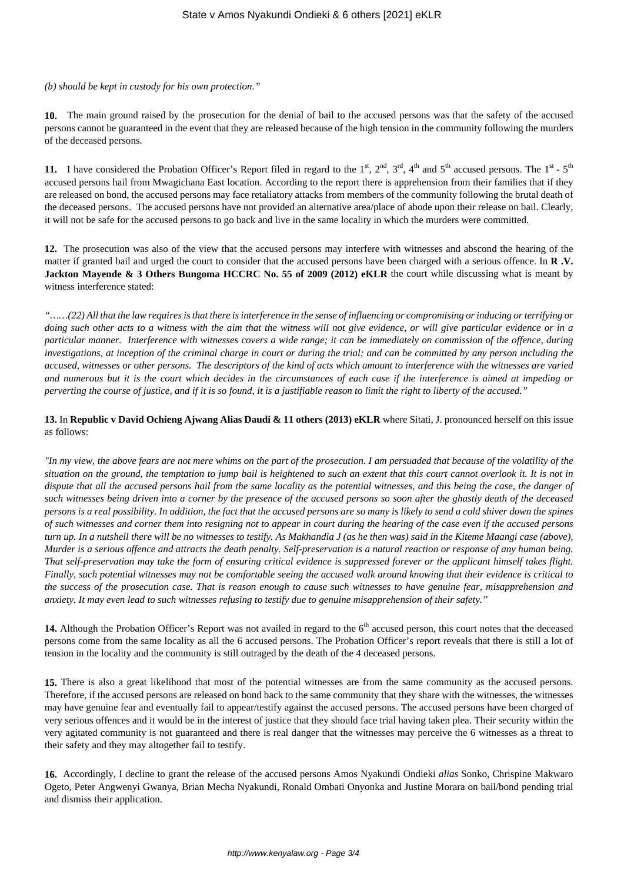*(b) should be kept in custody for his own protection."*

**10.** The main ground raised by the prosecution for the denial of bail to the accused persons was that the safety of the accused persons cannot be guaranteed in the event that they are released because of the high tension in the community following the murders of the deceased persons.

**11.** I have considered the Probation Officer's Report filed in regard to the 1st, 2nd, 3rd, 4th and 5th accused persons. The 1st - 5th accused persons hail from Mwagichana East location. According to the report there is apprehension from their families that if they are released on bond, the accused persons may face retaliatory attacks from members of the community following the brutal death of the deceased persons. The accused persons have not provided an alternative area/place of abode upon their release on bail. Clearly, it will not be safe for the accused persons to go back and live in the same locality in which the murders were committed.

**12.** The prosecution was also of the view that the accused persons may interfere with witnesses and abscond the hearing of the matter if granted bail and urged the court to consider that the accused persons have been charged with a serious offence. In **R .V. Jackton Mayende & 3 Others Bungoma HCCRC No. 55 of 2009 (2012) eKLR** the court while discussing what is meant by witness interference stated:

*"……(22) All that the law requires is that there is interference in the sense of influencing or compromising or inducing or terrifying or doing such other acts to a witness with the aim that the witness will not give evidence, or will give particular evidence or in a particular manner. Interference with witnesses covers a wide range; it can be immediately on commission of the offence, during investigations, at inception of the criminal charge in court or during the trial; and can be committed by any person including the accused, witnesses or other persons. The descriptors of the kind of acts which amount to interference with the witnesses are varied and numerous but it is the court which decides in the circumstances of each case if the interference is aimed at impeding or perverting the course of justice, and if it is so found, it is a justifiable reason to limit the right to liberty of the accused."*

**13.** In **Republic v David Ochieng Ajwang Alias Daudi & 11 others (2013) eKLR** where Sitati, J. pronounced herself on this issue as follows:

*"In my view, the above fears are not mere whims on the part of the prosecution. I am persuaded that because of the volatility of the situation on the ground, the temptation to jump bail is heightened to such an extent that this court cannot overlook it. It is not in dispute that all the accused persons hail from the same locality as the potential witnesses, and this being the case, the danger of such witnesses being driven into a corner by the presence of the accused persons so soon after the ghastly death of the deceased persons is a real possibility. In addition, the fact that the accused persons are so many is likely to send a cold shiver down the spines of such witnesses and corner them into resigning not to appear in court during the hearing of the case even if the accused persons turn up. In a nutshell there will be no witnesses to testify. As Makhandia J (as he then was) said in the Kiteme Maangi case (above), Murder is a serious offence and attracts the death penalty. Self-preservation is a natural reaction or response of any human being. That self-preservation may take the form of ensuring critical evidence is suppressed forever or the applicant himself takes flight. Finally, such potential witnesses may not be comfortable seeing the accused walk around knowing that their evidence is critical to the success of the prosecution case. That is reason enough to cause such witnesses to have genuine fear, misapprehension and anxiety. It may even lead to such witnesses refusing to testify due to genuine misapprehension of their safety."*

**14.** Although the Probation Officer's Report was not availed in regard to the 6th accused person, this court notes that the deceased persons come from the same locality as all the 6 accused persons. The Probation Officer's report reveals that there is still a lot of tension in the locality and the community is still outraged by the death of the 4 deceased persons.

**15.** There is also a great likelihood that most of the potential witnesses are from the same community as the accused persons. Therefore, if the accused persons are released on bond back to the same community that they share with the witnesses, the witnesses may have genuine fear and eventually fail to appear/testify against the accused persons. The accused persons have been charged of very serious offences and it would be in the interest of justice that they should face trial having taken plea. Their security within the very agitated community is not guaranteed and there is real danger that the witnesses may perceive the 6 witnesses as a threat to their safety and they may altogether fail to testify.

**16.** Accordingly, I decline to grant the release of the accused persons Amos Nyakundi Ondieki *alias* Sonko, Chrispine Makwaro Ogeto, Peter Angwenyi Gwanya, Brian Mecha Nyakundi, Ronald Ombati Onyonka and Justine Morara on bail/bond pending trial and dismiss their application.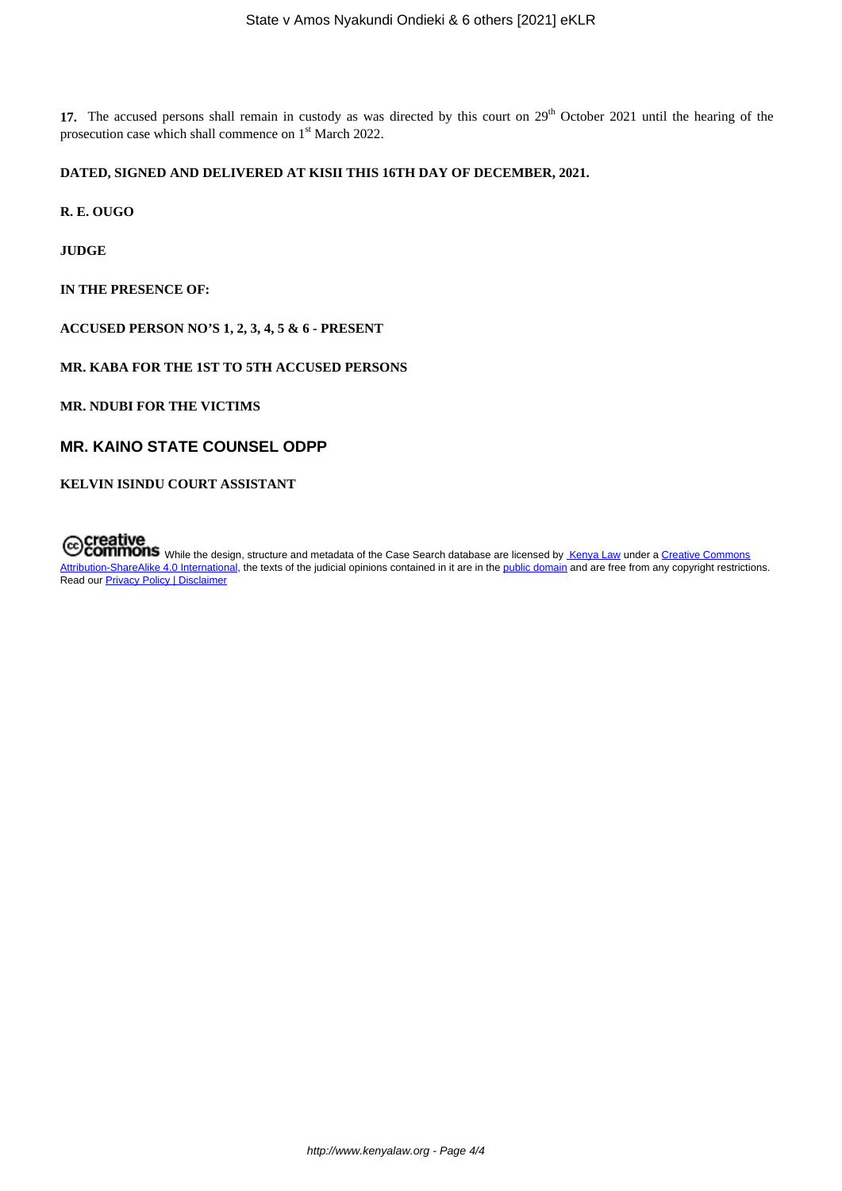**17.** The accused persons shall remain in custody as was directed by this court on 29th October 2021 until the hearing of the prosecution case which shall commence on 1st March 2022.

**DATED, SIGNED AND DELIVERED AT KISII THIS 16TH DAY OF DECEMBER, 2021.**

**R. E. OUGO**

**JUDGE**

**IN THE PRESENCE OF:**

**ACCUSED PERSON NO'S 1, 2, 3, 4, 5 & 6 - PRESENT**

**MR. KABA FOR THE 1ST TO 5TH ACCUSED PERSONS**

**MR. NDUBI FOR THE VICTIMS**

**MR. KAINO STATE COUNSEL ODPP**

**KELVIN ISINDU COURT ASSISTANT**

While the design, structure and metadata of the Case Search database are licensed by Kenya Law under a Creative Commons Attribution-ShareAlike 4.0 International, the texts of the judicial opinions contained in it are in the public domain and are free from any copyright restrictions. Read our Privacy Policy | Disclaimer